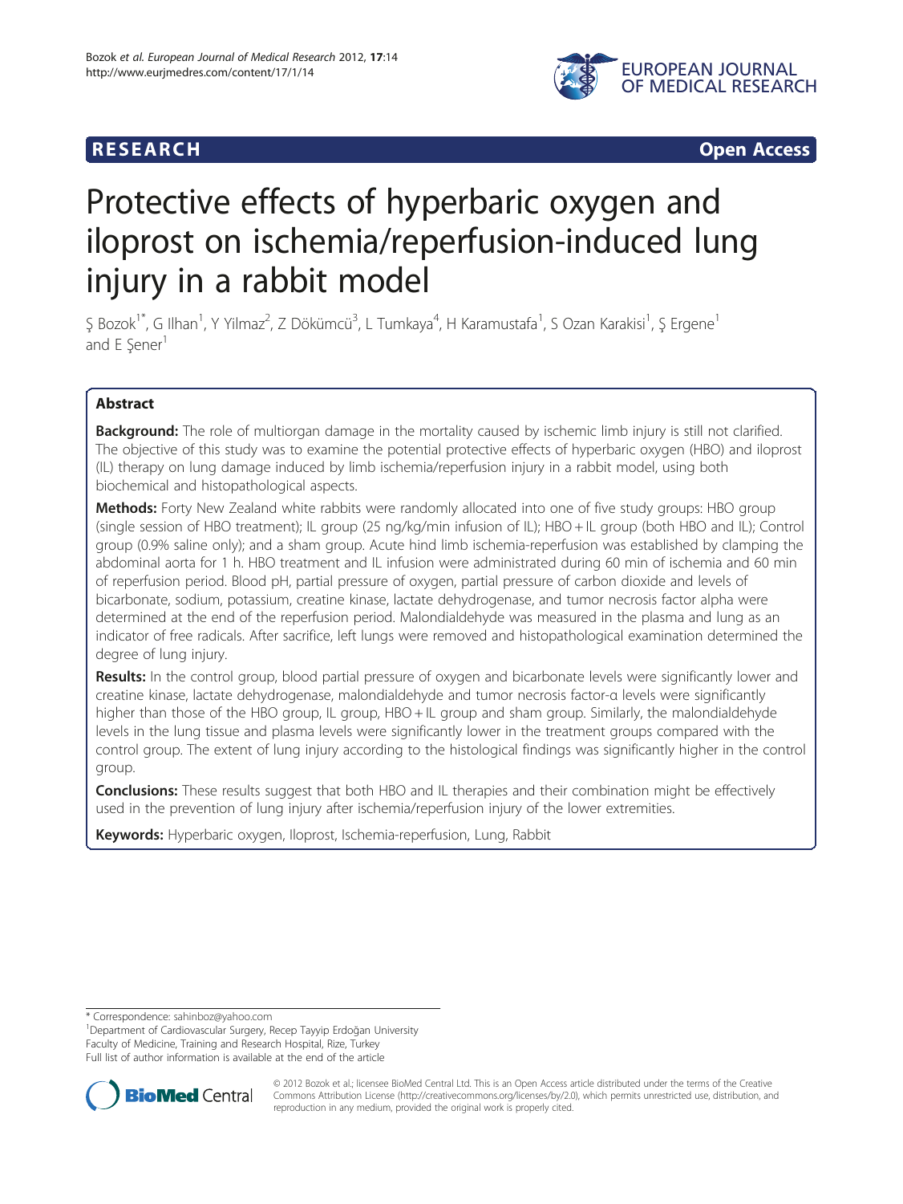RESEARCH Open Access

# Protective effects of hyperbaric oxygen and iloprost on ischemia/reperfusion-induced lung injury in a rabbit model

Ş Bozok[1*], G Ilhan[1], Y Yilmaz[2], Z Dökümcü[3], L Tumkaya[4], H Karamustafa[1], S Ozan Karakisi[1], Ş Ergene[1] and E Şener[1]

## Abstract

**Background:** The role of multiorgan damage in the mortality caused by ischemic limb injury is still not clarified. The objective of this study was to examine the potential protective effects of hyperbaric oxygen (HBO) and iloprost (IL) therapy on lung damage induced by limb ischemia/reperfusion injury in a rabbit model, using both biochemical and histopathological aspects.

**Methods:** Forty New Zealand white rabbits were randomly allocated into one of five study groups: HBO group (single session of HBO treatment); IL group (25 ng/kg/min infusion of IL); HBO + IL group (both HBO and IL); Control group (0.9% saline only); and a sham group. Acute hind limb ischemia-reperfusion was established by clamping the abdominal aorta for 1 h. HBO treatment and IL infusion were administrated during 60 min of ischemia and 60 min of reperfusion period. Blood pH, partial pressure of oxygen, partial pressure of carbon dioxide and levels of bicarbonate, sodium, potassium, creatine kinase, lactate dehydrogenase, and tumor necrosis factor alpha were determined at the end of the reperfusion period. Malondialdehyde was measured in the plasma and lung as an indicator of free radicals. After sacrifice, left lungs were removed and histopathological examination determined the degree of lung injury.

**Results:** In the control group, blood partial pressure of oxygen and bicarbonate levels were significantly lower and creatine kinase, lactate dehydrogenase, malondialdehyde and tumor necrosis factor-α levels were significantly higher than those of the HBO group, IL group, HBO + IL group and sham group. Similarly, the malondialdehyde levels in the lung tissue and plasma levels were significantly lower in the treatment groups compared with the control group. The extent of lung injury according to the histological findings was significantly higher in the control group.

**Conclusions:** These results suggest that both HBO and IL therapies and their combination might be effectively used in the prevention of lung injury after ischemia/reperfusion injury of the lower extremities.

**Keywords:** Hyperbaric oxygen, Iloprost, Ischemia-reperfusion, Lung, Rabbit

---

\* Correspondence: sahinboz@yahoo.com
[1]Department of Cardiovascular Surgery, Recep Tayyip Erdoğan University Faculty of Medicine, Training and Research Hospital, Rize, Turkey
Full list of author information is available at the end of the article

© 2012 Bozok et al.; licensee BioMed Central Ltd. This is an Open Access article distributed under the terms of the Creative Commons Attribution License (http://creativecommons.org/licenses/by/2.0), which permits unrestricted use, distribution, and reproduction in any medium, provided the original work is properly cited.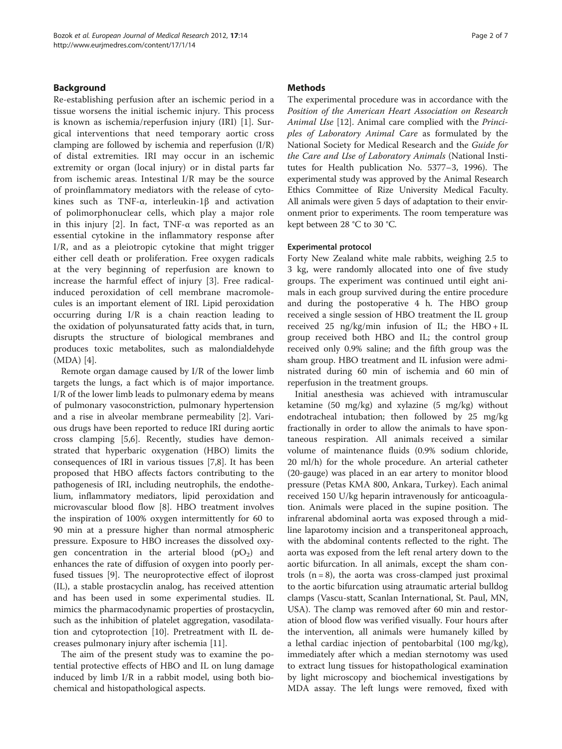## Background

Re-establishing perfusion after an ischemic period in a tissue worsens the initial ischemic injury. This process is known as ischemia/reperfusion injury (IRI) [1]. Surgical interventions that need temporary aortic cross clamping are followed by ischemia and reperfusion (I/R) of distal extremities. IRI may occur in an ischemic extremity or organ (local injury) or in distal parts far from ischemic areas. Intestinal I/R may be the source of proinflammatory mediators with the release of cytokines such as TNF-α, interleukin-1β and activation of polimorphonuclear cells, which play a major role in this injury [2]. In fact, TNF-α was reported as an essential cytokine in the inflammatory response after I/R, and as a pleiotropic cytokine that might trigger either cell death or proliferation. Free oxygen radicals at the very beginning of reperfusion are known to increase the harmful effect of injury [3]. Free radical-induced peroxidation of cell membrane macromolecules is an important element of IRI. Lipid peroxidation occurring during I/R is a chain reaction leading to the oxidation of polyunsaturated fatty acids that, in turn, disrupts the structure of biological membranes and produces toxic metabolites, such as malondialdehyde (MDA) [4].

Remote organ damage caused by I/R of the lower limb targets the lungs, a fact which is of major importance. I/R of the lower limb leads to pulmonary edema by means of pulmonary vasoconstriction, pulmonary hypertension and a rise in alveolar membrane permeability [2]. Various drugs have been reported to reduce IRI during aortic cross clamping [5,6]. Recently, studies have demonstrated that hyperbaric oxygenation (HBO) limits the consequences of IRI in various tissues [7,8]. It has been proposed that HBO affects factors contributing to the pathogenesis of IRI, including neutrophils, the endothelium, inflammatory mediators, lipid peroxidation and microvascular blood flow [8]. HBO treatment involves the inspiration of 100% oxygen intermittently for 60 to 90 min at a pressure higher than normal atmospheric pressure. Exposure to HBO increases the dissolved oxygen concentration in the arterial blood ($pO_2$) and enhances the rate of diffusion of oxygen into poorly perfused tissues [9]. The neuroprotective effect of iloprost (IL), a stable prostacyclin analog, has received attention and has been used in some experimental studies. IL mimics the pharmacodynamic properties of prostacyclin, such as the inhibition of platelet aggregation, vasodilatation and cytoprotection [10]. Pretreatment with IL decreases pulmonary injury after ischemia [11].

The aim of the present study was to examine the potential protective effects of HBO and IL on lung damage induced by limb I/R in a rabbit model, using both biochemical and histopathological aspects.

## Methods

The experimental procedure was in accordance with the *Position of the American Heart Association on Research Animal Use* [12]. Animal care complied with the *Principles of Laboratory Animal Care* as formulated by the National Society for Medical Research and the *Guide for the Care and Use of Laboratory Animals* (National Institutes for Health publication No. 5377–3, 1996). The experimental study was approved by the Animal Research Ethics Committee of Rize University Medical Faculty. All animals were given 5 days of adaptation to their environment prior to experiments. The room temperature was kept between 28 °C to 30 °C.

### Experimental protocol

Forty New Zealand white male rabbits, weighing 2.5 to 3 kg, were randomly allocated into one of five study groups. The experiment was continued until eight animals in each group survived during the entire procedure and during the postoperative 4 h. The HBO group received a single session of HBO treatment the IL group received 25 ng/kg/min infusion of IL; the HBO + IL group received both HBO and IL; the control group received only 0.9% saline; and the fifth group was the sham group. HBO treatment and IL infusion were administrated during 60 min of ischemia and 60 min of reperfusion in the treatment groups.

Initial anesthesia was achieved with intramuscular ketamine (50 mg/kg) and xylazine (5 mg/kg) without endotracheal intubation; then followed by 25 mg/kg fractionally in order to allow the animals to have spontaneous respiration. All animals received a similar volume of maintenance fluids (0.9% sodium chloride, 20 ml/h) for the whole procedure. An arterial catheter (20-gauge) was placed in an ear artery to monitor blood pressure (Petas KMA 800, Ankara, Turkey). Each animal received 150 U/kg heparin intravenously for anticoagulation. Animals were placed in the supine position. The infrarenal abdominal aorta was exposed through a midline laparotomy incision and a transperitoneal approach, with the abdominal contents reflected to the right. The aorta was exposed from the left renal artery down to the aortic bifurcation. In all animals, except the sham controls (n = 8), the aorta was cross-clamped just proximal to the aortic bifurcation using atraumatic arterial bulldog clamps (Vascu-statt, Scanlan International, St. Paul, MN, USA). The clamp was removed after 60 min and restoration of blood flow was verified visually. Four hours after the intervention, all animals were humanely killed by a lethal cardiac injection of pentobarbital (100 mg/kg), immediately after which a median sternotomy was used to extract lung tissues for histopathological examination by light microscopy and biochemical investigations by MDA assay. The left lungs were removed, fixed with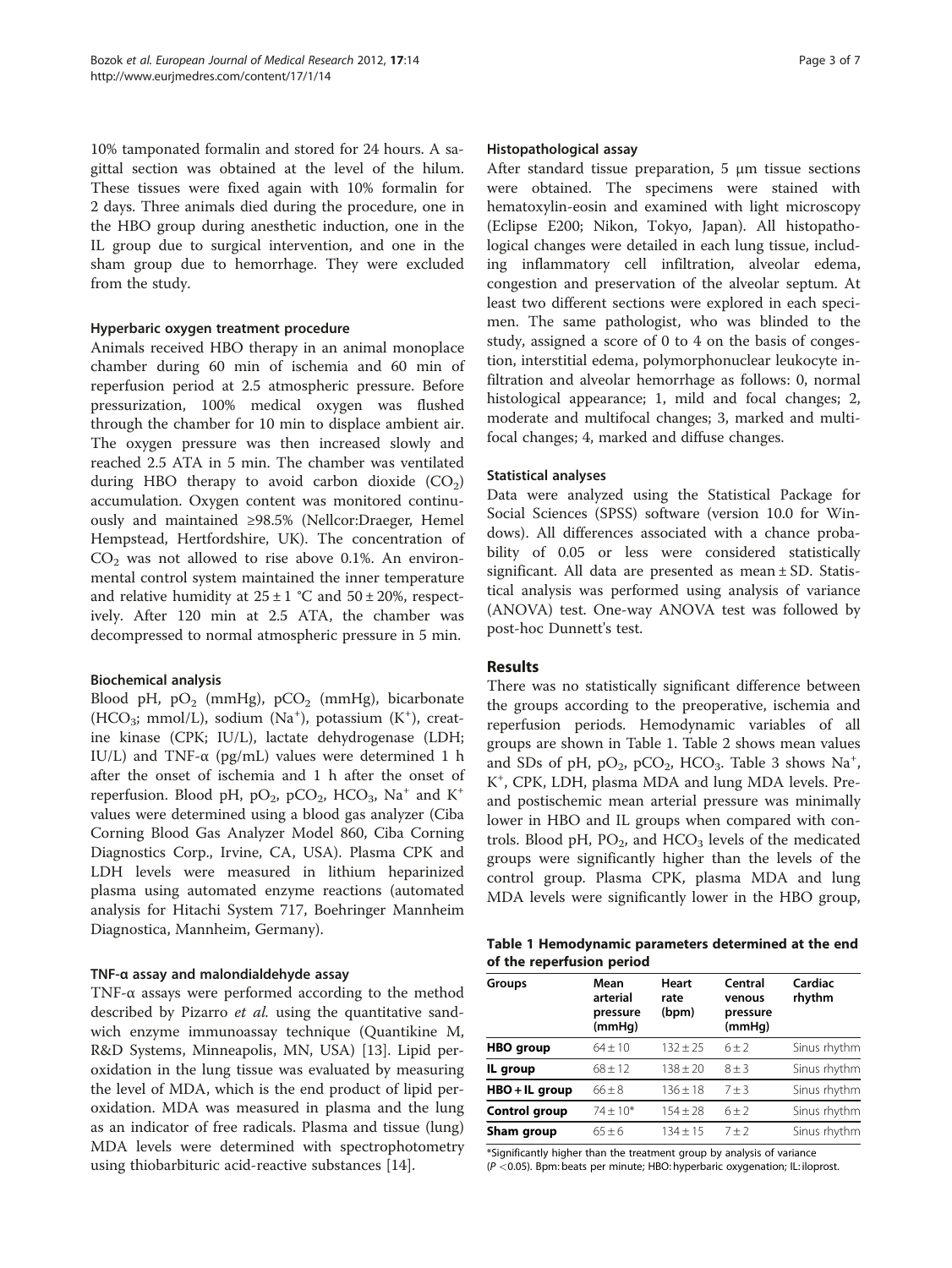10% tamponated formalin and stored for 24 hours. A sagittal section was obtained at the level of the hilum. These tissues were fixed again with 10% formalin for 2 days. Three animals died during the procedure, one in the HBO group during anesthetic induction, one in the IL group due to surgical intervention, and one in the sham group due to hemorrhage. They were excluded from the study.

#### Hyperbaric oxygen treatment procedure

Animals received HBO therapy in an animal monoplace chamber during 60 min of ischemia and 60 min of reperfusion period at 2.5 atmospheric pressure. Before pressurization, 100% medical oxygen was flushed through the chamber for 10 min to displace ambient air. The oxygen pressure was then increased slowly and reached 2.5 ATA in 5 min. The chamber was ventilated during HBO therapy to avoid carbon dioxide ($CO_2$) accumulation. Oxygen content was monitored continuously and maintained ≥98.5% (Nellcor:Draeger, Hemel Hempstead, Hertfordshire, UK). The concentration of $CO_2$ was not allowed to rise above 0.1%. An environmental control system maintained the inner temperature and relative humidity at 25 ± 1 °C and 50 ± 20%, respectively. After 120 min at 2.5 ATA, the chamber was decompressed to normal atmospheric pressure in 5 min.

#### Biochemical analysis

Blood pH, $pO_2$ (mmHg), $pCO_2$ (mmHg), bicarbonate ($HCO_3$; mmol/L), sodium ($Na^+$), potassium ($K^+$), creatine kinase (CPK; IU/L), lactate dehydrogenase (LDH; IU/L) and TNF-α (pg/mL) values were determined 1 h after the onset of ischemia and 1 h after the onset of reperfusion. Blood pH, $pO_2$, $pCO_2$, $HCO_3$, $Na^+$ and $K^+$ values were determined using a blood gas analyzer (Ciba Corning Blood Gas Analyzer Model 860, Ciba Corning Diagnostics Corp., Irvine, CA, USA). Plasma CPK and LDH levels were measured in lithium heparinized plasma using automated enzyme reactions (automated analysis for Hitachi System 717, Boehrenger Mannheim Diagnostica, Mannheim, Germany).

#### TNF-α assay and malondialdehyde assay

TNF-α assays were performed according to the method described by Pizarro *et al.* using the quantitative sandwich enzyme immunoassay technique (Quantikine M, R&D Systems, Minneapolis, MN, USA) [13]. Lipid peroxidation in the lung tissue was evaluated by measuring the level of MDA, which is the end product of lipid peroxidation. MDA was measured in plasma and the lung as an indicator of free radicals. Plasma and tissue (lung) MDA levels were determined with spectrophotometry using thiobarbituric acid-reactive substances [14].

#### Histopathological assay

After standard tissue preparation, 5 μm tissue sections were obtained. The specimens were stained with hematoxylin-eosin and examined with light microscopy (Eclipse E200; Nikon, Tokyo, Japan). All histopathological changes were detailed in each lung tissue, including inflammatory cell infiltration, alveolar edema, congestion and preservation of the alveolar septum. At least two different sections were explored in each specimen. The same pathologist, who was blinded to the study, assigned a score of 0 to 4 on the basis of congestion, interstitial edema, polymorphonuclear leukocyte infiltration and alveolar hemorrhage as follows: 0, normal histological appearance; 1, mild and focal changes; 2, moderate and multifocal changes; 3, marked and multifocal changes; 4, marked and diffuse changes.

#### Statistical analyses

Data were analyzed using the Statistical Package for Social Sciences (SPSS) software (version 10.0 for Windows). All differences associated with a chance probability of 0.05 or less were considered statistically significant. All data are presented as mean ± SD. Statistical analysis was performed using analysis of variance (ANOVA) test. One-way ANOVA test was followed by post-hoc Dunnett's test.

## Results

There was no statistically significant difference between the groups according to the preoperative, ischemia and reperfusion periods. Hemodynamic variables of all groups are shown in Table 1. Table 2 shows mean values and SDs of pH, $pO_2$, $pCO_2$, $HCO_3$. Table 3 shows $Na^+$, $K^+$, CPK, LDH, plasma MDA and lung MDA levels. Pre- and postischemic mean arterial pressure was minimally lower in HBO and IL groups when compared with controls. Blood pH, $PO_2$, and $HCO_3$ levels of the medicated groups were significantly higher than the levels of the control group. Plasma CPK, plasma MDA and lung MDA levels were significantly lower in the HBO group,

**Table 1 Hemodynamic parameters determined at the end of the reperfusion period**

| Groups | Mean arterial pressure (mmHg) | Heart rate (bpm) | Central venous pressure (mmHg) | Cardiac rhythm |
|---|---|---|---|---|
| **HBO group** | 64 ± 10 | 132 ± 25 | 6 ± 2 | Sinus rhythm |
| **IL group** | 68 ± 12 | 138 ± 20 | 8 ± 3 | Sinus rhythm |
| **HBO + IL group** | 66 ± 8 | 136 ± 18 | 7 ± 3 | Sinus rhythm |
| **Control group** | 74 ± 10* | 154 ± 28 | 6 ± 2 | Sinus rhythm |
| **Sham group** | 65 ± 6 | 134 ± 15 | 7 ± 2 | Sinus rhythm |

*Significantly higher than the treatment group by analysis of variance ($P$ <0.05). Bpm: beats per minute; HBO: hyperbaric oxygenation; IL: iloprost.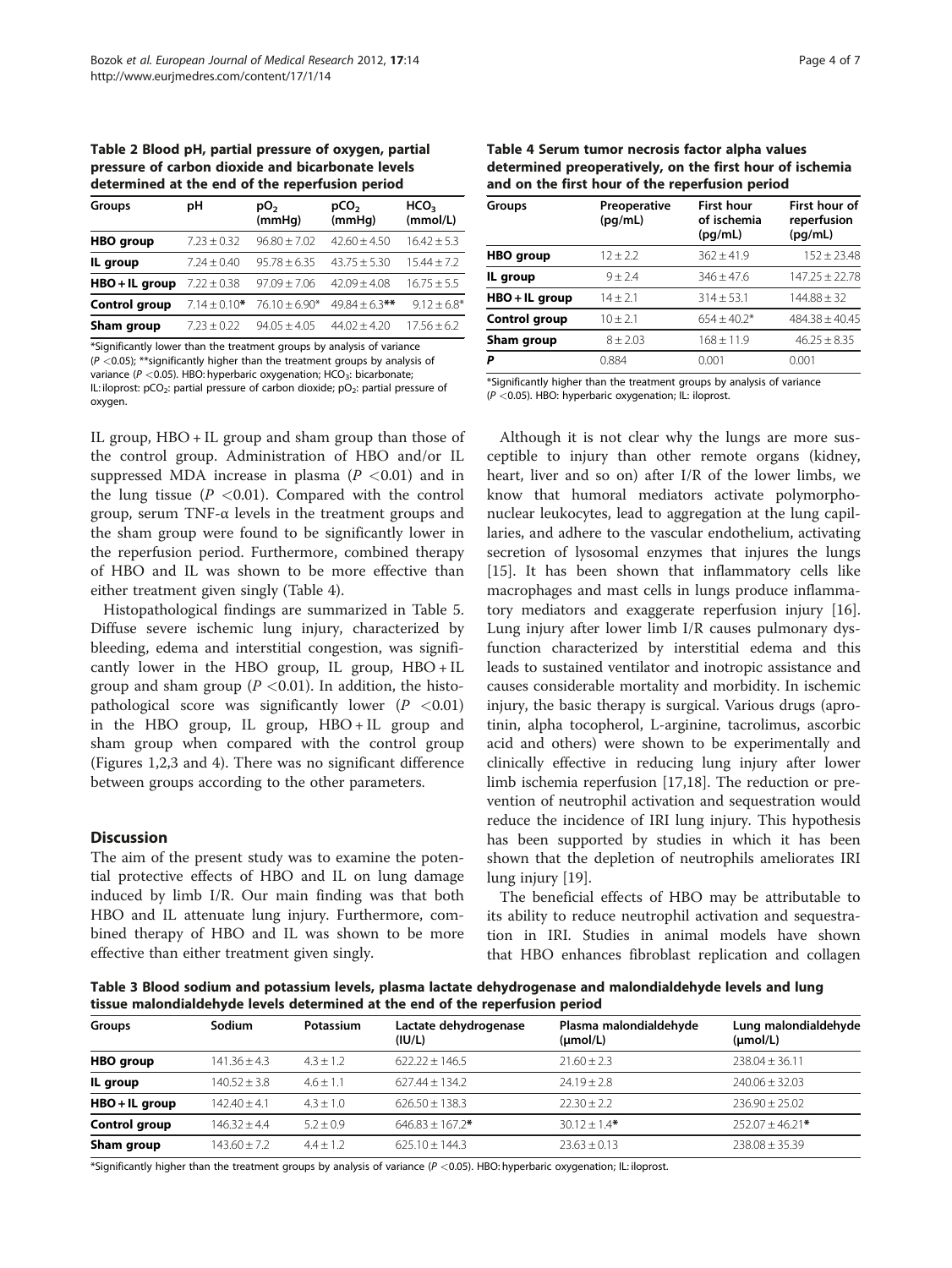**Table 2 Blood pH, partial pressure of oxygen, partial pressure of carbon dioxide and bicarbonate levels determined at the end of the reperfusion period**

| Groups | pH | $pO_2$ (mmHg) | $pCO_2$ (mmHg) | $HCO_3$ (mmol/L) |
|---|---|---|---|---|
| **HBO group** | 7.23 ± 0.32 | 96.80 ± 7.02 | 42.60 ± 4.50 | 16.42 ± 5.3 |
| **IL group** | 7.24 ± 0.40 | 95.78 ± 6.35 | 43.75 ± 5.30 | 15.44 ± 7.2 |
| **HBO + IL group** | 7.22 ± 0.38 | 97.09 ± 7.06 | 42.09 ± 4.08 | 16.75 ± 5.5 |
| **Control group** | 7.14 ± 0.10* | 76.10 ± 6.90* | 49.84 ± 6.3** | 9.12 ± 6.8* |
| **Sham group** | 7.23 ± 0.22 | 94.05 ± 4.05 | 44.02 ± 4.20 | 17.56 ± 6.2 |

*Significantly lower than the treatment groups by analysis of variance ($P$ <0.05); **significantly higher than the treatment groups by analysis of variance ($P$ <0.05). HBO: hyperbaric oxygenation; $HCO_3$: bicarbonate; IL: iloprost: $pCO_2$: partial pressure of carbon dioxide; $pO_2$: partial pressure of oxygen.

IL group, HBO + IL group and sham group than those of the control group. Administration of HBO and/or IL suppressed MDA increase in plasma ($P$ <0.01) and in the lung tissue ($P$ <0.01). Compared with the control group, serum TNF-α levels in the treatment groups and the sham group were found to be significantly lower in the reperfusion period. Furthermore, combined therapy of HBO and IL was shown to be more effective than either treatment given singly (Table 4).

Histopathological findings are summarized in Table 5. Diffuse severe ischemic lung injury, characterized by bleeding, edema and interstitial congestion, was significantly lower in the HBO group, IL group, HBO + IL group and sham group ($P$ <0.01). In addition, the histopathological score was significantly lower ($P$ <0.01) in the HBO group, IL group, HBO + IL group and sham group when compared with the control group (Figures 1,2,3 and 4). There was no significant difference between groups according to the other parameters.

## Discussion

The aim of the present study was to examine the potential protective effects of HBO and IL on lung damage induced by limb I/R. Our main finding was that both HBO and IL attenuate lung injury. Furthermore, combined therapy of HBO and IL was shown to be more effective than either treatment given singly.

**Table 4 Serum tumor necrosis factor alpha values determined preoperatively, on the first hour of ischemia and on the first hour of the reperfusion period**

| Groups | Preoperative (pg/mL) | First hour of ischemia (pg/mL) | First hour of reperfusion (pg/mL) |
|---|---|---|---|
| **HBO group** | 12 ± 2.2 | 362 ± 41.9 | 152 ± 23.48 |
| **IL group** | 9 ± 2.4 | 346 ± 47.6 | 147.25 ± 22.78 |
| **HBO + IL group** | 14 ± 2.1 | 314 ± 53.1 | 144.88 ± 32 |
| **Control group** | 10 ± 2.1 | 654 ± 40.2* | 484.38 ± 40.45 |
| **Sham group** | 8 ± 2.03 | 168 ± 11.9 | 46.25 ± 8.35 |
| ***P*** | 0.884 | 0.001 | 0.001 |

*Significantly higher than the treatment groups by analysis of variance ($P$ <0.05). HBO: hyperbaric oxygenation; IL: iloprost.

Although it is not clear why the lungs are more susceptible to injury than other remote organs (kidney, heart, liver and so on) after I/R of the lower limbs, we know that humoral mediators activate polymorphonuclear leukocytes, lead to aggregation at the lung capillaries, and adhere to the vascular endothelium, activating secretion of lysosomal enzymes that injures the lungs [15]. It has been shown that inflammatory cells like macrophages and mast cells in lungs produce inflammatory mediators and exaggerate reperfusion injury [16]. Lung injury after lower limb I/R causes pulmonary dysfunction characterized by interstitial edema and this leads to sustained ventilator and inotropic assistance and causes considerable mortality and morbidity. In ischemic injury, the basic therapy is surgical. Various drugs (aprotinin, alpha tocopherol, L-arginine, tacrolimus, ascorbic acid and others) were shown to be experimentally and clinically effective in reducing lung injury after lower limb ischemia reperfusion [17,18]. The reduction or prevention of neutrophil activation and sequestration would reduce the incidence of IRI lung injury. This hypothesis has been supported by studies in which it has been shown that the depletion of neutrophils ameliorates IRI lung injury [19].

The beneficial effects of HBO may be attributable to its ability to reduce neutrophil activation and sequestration in IRI. Studies in animal models have shown that HBO enhances fibroblast replication and collagen

**Table 3 Blood sodium and potassium levels, plasma lactate dehydrogenase and malondialdehyde levels and lung tissue malondialdehyde levels determined at the end of the reperfusion period**

| Groups | Sodium | Potassium | Lactate dehydrogenase (IU/L) | Plasma malondialdehyde (μmol/L) | Lung malondialdehyde (μmol/L) |
|---|---|---|---|---|---|
| **HBO group** | 141.36 ± 4.3 | 4.3 ± 1.2 | 622.22 ± 146.5 | 21.60 ± 2.3 | 238.04 ± 36.11 |
| **IL group** | 140.52 ± 3.8 | 4.6 ± 1.1 | 627.44 ± 134.2 | 24.19 ± 2.8 | 240.06 ± 32.03 |
| **HBO + IL group** | 142.40 ± 4.1 | 4.3 ± 1.0 | 626.50 ± 138.3 | 22.30 ± 2.2 | 236.90 ± 25.02 |
| **Control group** | 146.32 ± 4.4 | 5.2 ± 0.9 | 646.83 ± 167.2* | 30.12 ± 1.4* | 252.07 ± 46.21* |
| **Sham group** | 143.60 ± 7.2 | 4.4 ± 1.2 | 625.10 ± 144.3 | 23.63 ± 0.13 | 238.08 ± 35.39 |

*Significantly higher than the treatment groups by analysis of variance ($P$ <0.05). HBO: hyperbaric oxygenation; IL: iloprost.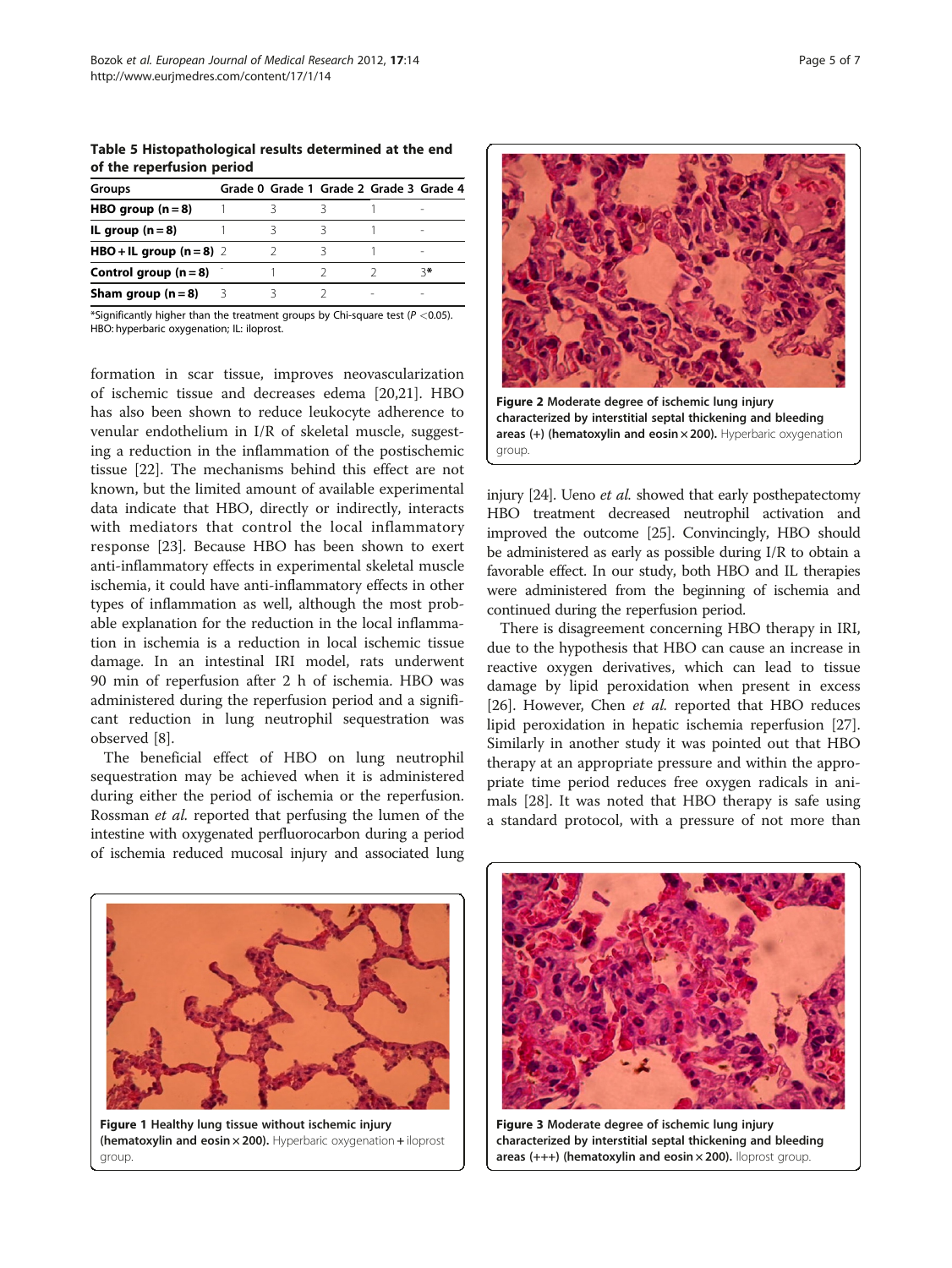**Table 5 Histopathological results determined at the end of the reperfusion period**

| Groups | Grade 0 | Grade 1 | Grade 2 | Grade 3 | Grade 4 |
|---|---|---|---|---|---|
| **HBO group (n = 8)** | 1 | 3 | 3 | 1 | - |
| **IL group (n = 8)** | 1 | 3 | 3 | 1 | - |
| **HBO + IL group (n = 8)** | 2 | 2 | 3 | 1 | - |
| **Control group (n = 8)** | - | 1 | 2 | 2 | 3* |
| **Sham group (n = 8)** | 3 | 3 | 2 | - | - |

*Significantly higher than the treatment groups by Chi-square test ($P < 0.05$). HBO: hyperbaric oxygenation; IL: iloprost.

formation in scar tissue, improves neovascularization of ischemic tissue and decreases edema [20,21]. HBO has also been shown to reduce leukocyte adherence to venular endothelium in I/R of skeletal muscle, suggesting a reduction in the inflammation of the postischemic tissue [22]. The mechanisms behind this effect are not known, but the limited amount of available experimental data indicate that HBO, directly or indirectly, interacts with mediators that control the local inflammatory response [23]. Because HBO has been shown to exert anti-inflammatory effects in experimental skeletal muscle ischemia, it could have anti-inflammatory effects in other types of inflammation as well, although the most probable explanation for the reduction in the local inflammation in ischemia is a reduction in local ischemic tissue damage. In an intestinal IRI model, rats underwent 90 min of reperfusion after 2 h of ischemia. HBO was administered during the reperfusion period and a significant reduction in lung neutrophil sequestration was observed [8].

The beneficial effect of HBO on lung neutrophil sequestration may be achieved when it is administered during either the period of ischemia or the reperfusion. Rossman *et al.* reported that perfusing the lumen of the intestine with oxygenated perfluorocarbon during a period of ischemia reduced mucosal injury and associated lung injury [24]. Ueno *et al.* showed that early posthepatectomy HBO treatment decreased neutrophil activation and improved the outcome [25]. Convincingly, HBO should be administered as early as possible during I/R to obtain a favorable effect. In our study, both HBO and IL therapies were administered from the beginning of ischemia and continued during the reperfusion period.

There is disagreement concerning HBO therapy in IRI, due to the hypothesis that HBO can cause an increase in reactive oxygen derivatives, which can lead to tissue damage by lipid peroxidation when present in excess [26]. However, Chen *et al.* reported that HBO reduces lipid peroxidation in hepatic ischemia reperfusion [27]. Similarly in another study it was pointed out that HBO therapy at an appropriate pressure and within the appropriate time period reduces free oxygen radicals in animals [28]. It was noted that HBO therapy is safe using a standard protocol, with a pressure of not more than

**Figure 2 Moderate degree of ischemic lung injury characterized by interstitial septal thickening and bleeding areas (+) (hematoxylin and eosin × 200).** Hyperbaric oxygenation group.

**Figure 1 Healthy lung tissue without ischemic injury (hematoxylin and eosin × 200).** Hyperbaric oxygenation + iloprost group.

**Figure 3 Moderate degree of ischemic lung injury characterized by interstitial septal thickening and bleeding areas (+++) (hematoxylin and eosin × 200).** Iloprost group.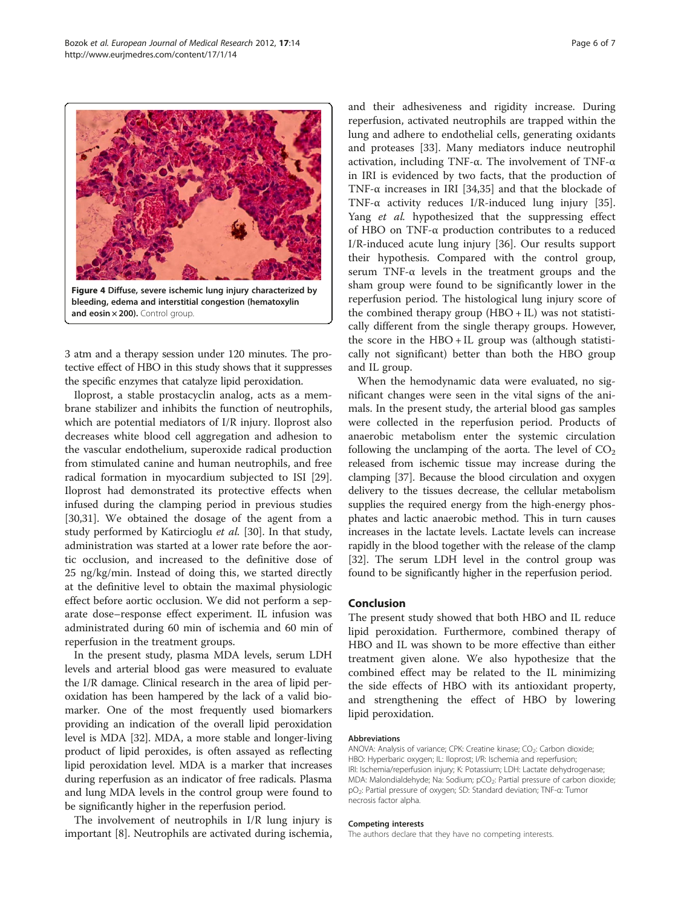Figure 4 Diffuse, severe ischemic lung injury characterized by bleeding, edema and interstitial congestion (hematoxylin and eosin × 200). Control group.

3 atm and a therapy session under 120 minutes. The protective effect of HBO in this study shows that it suppresses the specific enzymes that catalyze lipid peroxidation.

Iloprost, a stable prostacyclin analog, acts as a membrane stabilizer and inhibits the function of neutrophils, which are potential mediators of I/R injury. Iloprost also decreases white blood cell aggregation and adhesion to the vascular endothelium, superoxide radical production from stimulated canine and human neutrophils, and free radical formation in myocardium subjected to ISI [29]. Iloprost had demonstrated its protective effects when infused during the clamping period in previous studies [30,31]. We obtained the dosage of the agent from a study performed by Katircioglu *et al.* [30]. In that study, administration was started at a lower rate before the aortic occlusion, and increased to the definitive dose of 25 ng/kg/min. Instead of doing this, we started directly at the definitive level to obtain the maximal physiologic effect before aortic occlusion. We did not perform a separate dose–response effect experiment. IL infusion was administrated during 60 min of ischemia and 60 min of reperfusion in the treatment groups.

In the present study, plasma MDA levels, serum LDH levels and arterial blood gas were measured to evaluate the I/R damage. Clinical research in the area of lipid peroxidation has been hampered by the lack of a valid biomarker. One of the most frequently used biomarkers providing an indication of the overall lipid peroxidation level is MDA [32]. MDA, a more stable and longer-living product of lipid peroxides, is often assayed as reflecting lipid peroxidation level. MDA is a marker that increases during reperfusion as an indicator of free radicals. Plasma and lung MDA levels in the control group were found to be significantly higher in the reperfusion period.

The involvement of neutrophils in I/R lung injury is important [8]. Neutrophils are activated during ischemia, and their adhesiveness and rigidity increase. During reperfusion, activated neutrophils are trapped within the lung and adhere to endothelial cells, generating oxidants and proteases [33]. Many mediators induce neutrophil activation, including TNF-α. The involvement of TNF-α in IRI is evidenced by two facts, that the production of TNF-α increases in IRI [34,35] and that the blockade of TNF-α activity reduces I/R-induced lung injury [35]. Yang *et al.* hypothesized that the suppressing effect of HBO on TNF-α production contributes to a reduced I/R-induced acute lung injury [36]. Our results support their hypothesis. Compared with the control group, serum TNF-α levels in the treatment groups and the sham group were found to be significantly lower in the reperfusion period. The histological lung injury score of the combined therapy group (HBO + IL) was not statistically different from the single therapy groups. However, the score in the HBO + IL group was (although statistically not significant) better than both the HBO group and IL group.

When the hemodynamic data were evaluated, no significant changes were seen in the vital signs of the animals. In the present study, the arterial blood gas samples were collected in the reperfusion period. Products of anaerobic metabolism enter the systemic circulation following the unclamping of the aorta. The level of $CO_2$ released from ischemic tissue may increase during the clamping [37]. Because the blood circulation and oxygen delivery to the tissues decrease, the cellular metabolism supplies the required energy from the high-energy phosphates and lactic anaerobic method. This in turn causes increases in the lactate levels. Lactate levels can increase rapidly in the blood together with the release of the clamp [32]. The serum LDH level in the control group was found to be significantly higher in the reperfusion period.

## Conclusion

The present study showed that both HBO and IL reduce lipid peroxidation. Furthermore, combined therapy of HBO and IL was shown to be more effective than either treatment given alone. We also hypothesize that the combined effect may be related to the IL minimizing the side effects of HBO with its antioxidant property, and strengthening the effect of HBO by lowering lipid peroxidation.

#### Abbreviations

ANOVA: Analysis of variance; CPK: Creatine kinase; $CO_2$: Carbon dioxide; HBO: Hyperbaric oxygen; IL: Iloprost; I/R: Ischemia and reperfusion; IRI: Ischemia/reperfusion injury; K: Potassium; LDH: Lactate dehydrogenase; MDA: Malondialdehyde; Na: Sodium; $pCO_2$: Partial pressure of carbon dioxide; $pO_2$: Partial pressure of oxygen; SD: Standard deviation; TNF-α: Tumor necrosis factor alpha.

#### Competing interests

The authors declare that they have no competing interests.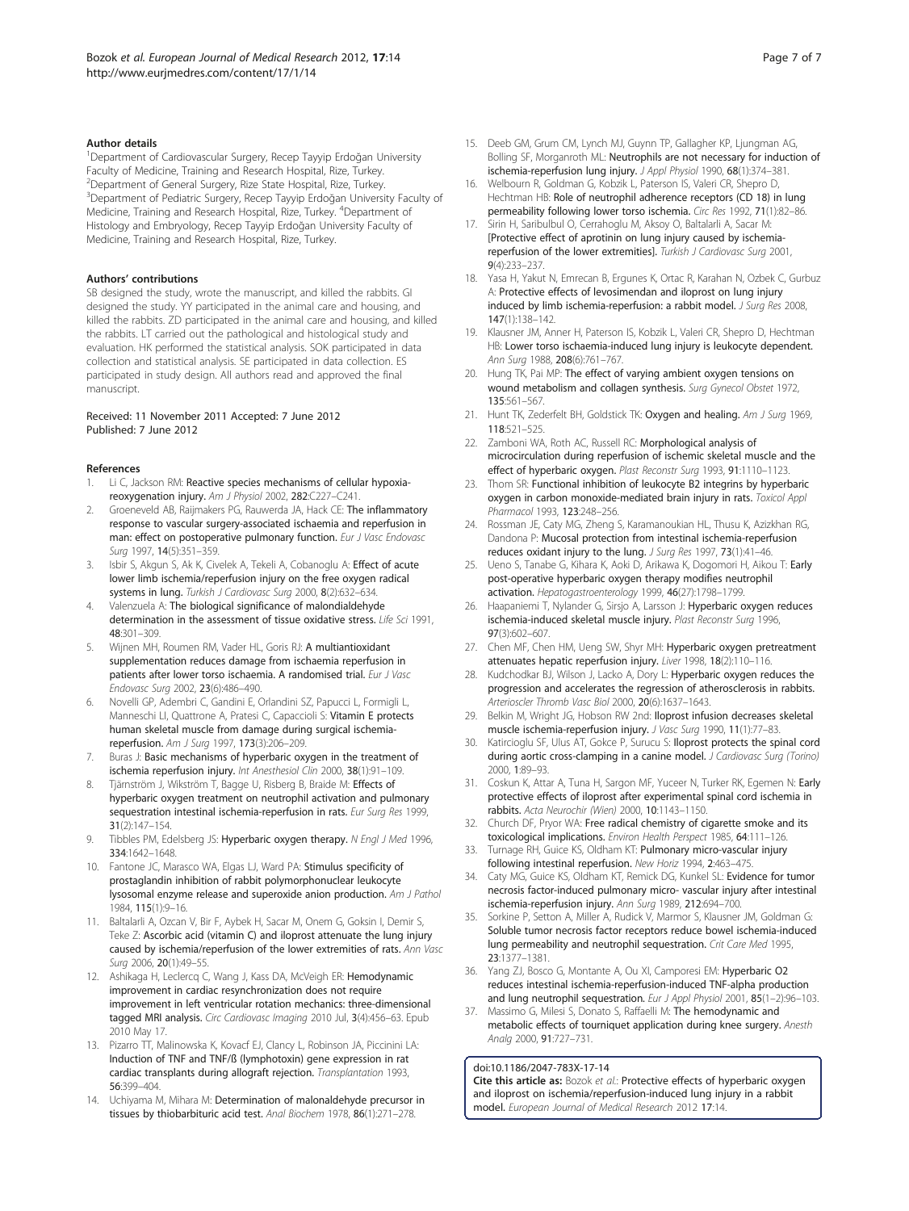#### Author details

[1]Department of Cardiovascular Surgery, Recep Tayyip Erdoğan University Faculty of Medicine, Training and Research Hospital, Rize, Turkey. [2]Department of General Surgery, Rize State Hospital, Rize, Turkey. [3]Department of Pediatric Surgery, Recep Tayyip Erdoğan University Faculty of Medicine, Training and Research Hospital, Rize, Turkey. [4]Department of Histology and Embryology, Recep Tayyip Erdoğan University Faculty of Medicine, Training and Research Hospital, Rize, Turkey.

#### Authors' contributions

SB designed the study, wrote the manuscript, and killed the rabbits. GI designed the study. YY participated in the animal care and housing, and killed the rabbits. ZD participated in the animal care and housing, and killed the rabbits. LT carried out the pathological and histological study and evaluation. HK performed the statistical analysis. SOK participated in data collection and statistical analysis. SE participated in data collection. ES participated in study design. All authors read and approved the final manuscript.

Received: 11 November 2011 Accepted: 7 June 2012
Published: 7 June 2012

#### References

1. Li C, Jackson RM: **Reactive species mechanisms of cellular hypoxia-reoxygenation injury.** *Am J Physiol* 2002, **282**:C227–C241.
2. Groeneveld AB, Raijmakers PG, Rauwerda JA, Hack CE: **The inflammatory response to vascular surgery-associated ischaemia and reperfusion in man: effect on postoperative pulmonary function.** *Eur J Vasc Endovasc Surg* 1997, **14**(5):351–359.
3. Isbir S, Akgun S, Ak K, Civelek A, Tekeli A, Cobanoglu A: **Effect of acute lower limb ischemia/reperfusion injury on the free oxygen radical systems in lung.** *Turkish J Cardiovasc Surg* 2000, **8**(2):632–634.
4. Valenzuela A: **The biological significance of malondialdehyde determination in the assessment of tissue oxidative stress.** *Life Sci* 1991, **48**:301–309.
5. Wijnen MH, Roumen RM, Vader HL, Goris RJ: **A multiantioxidant supplementation reduces damage from ischaemia reperfusion in patients after lower torso ischaemia. A randomised trial.** *Eur J Vasc Endovasc Surg* 2002, **23**(6):486–490.
6. Novelli GP, Adembri C, Gandini E, Orlandini SZ, Papucci L, Formigli L, Manneschi LI, Quattrone A, Pratesi C, Capaccioli S: **Vitamin E protects human skeletal muscle from damage during surgical ischemia-reperfusion.** *Am J Surg* 1997, **173**(3):206–209.
7. Buras J: **Basic mechanisms of hyperbaric oxygen in the treatment of ischemia reperfusion injury.** *Int Anesthesiol Clin* 2000, **38**(1):91–109.
8. Tjärnström J, Wikström T, Bagge U, Risberg B, Braide M: **Effects of hyperbaric oxygen treatment on neutrophil activation and pulmonary sequestration intestinal ischemia-reperfusion in rats.** *Eur Surg Res* 1999, **31**(2):147–154.
9. Tibbles PM, Edelsberg JS: **Hyperbaric oxygen therapy.** *N Engl J Med* 1996, **334**:1642–1648.
10. Fantone JC, Marasco WA, Elgas LJ, Ward PA: **Stimulus specificity of prostaglandin inhibition of rabbit polymorphonuclear leukocyte lysosomal enzyme release and superoxide anion production.** *Am J Pathol* 1984, **115**(1):9–16.
11. Baltalarli A, Ozcan V, Bir F, Aybek H, Sacar M, Onem G, Goksin I, Demir S, Teke Z: **Ascorbic acid (vitamin C) and iloprost attenuate the lung injury caused by ischemia/reperfusion of the lower extremities of rats.** *Ann Vasc Surg* 2006, **20**(1):49–55.
12. Ashikaga H, Leclercq C, Wang J, Kass DA, McVeigh ER: **Hemodynamic improvement in cardiac resynchronization does not require improvement in left ventricular rotation mechanics: three-dimensional tagged MRI analysis.** *Circ Cardiovasc Imaging* 2010 Jul, **3**(4):456–63. Epub 2010 May 17.
13. Pizarro TT, Malinowska K, Kovacf EJ, Clancy L, Robinson JA, Piccinini LA: **Induction of TNF and TNF/ß (lymphotoxin) gene expression in rat cardiac transplants during allograft rejection.** *Transplantation* 1993, **56**:399–404.
14. Uchiyama M, Mihara M: **Determination of malonaldehyde precursor in tissues by thiobarbituric acid test.** *Anal Biochem* 1978, **86**(1):271–278.
15. Deeb GM, Grum CM, Lynch MJ, Guynn TP, Gallagher KP, Ljungman AG, Bolling SF, Morganroth ML: **Neutrophils are not necessary for induction of ischemia-reperfusion lung injury.** *J Appl Physiol* 1990, **68**(1):374–381.
16. Welbourn R, Goldman G, Kobzik L, Paterson IS, Valeri CR, Shepro D, Hechtman HB: **Role of neutrophil adherence receptors (CD 18) in lung permeability following lower torso ischemia.** *Circ Res* 1992, **71**(1):82–86.
17. Sirin H, Saribulbul O, Cerrahoglu M, Aksoy O, Baltalarli A, Sacar M: **[Protective effect of aprotinin on lung injury caused by ischemia-reperfusion of the lower extremities].** *Turkish J Cardiovasc Surg* 2001, **9**(4):233–237.
18. Yasa H, Yakut N, Emrecan B, Ergunes K, Ortac R, Karahan N, Ozbek C, Gurbuz A: **Protective effects of levosimendan and iloprost on lung injury induced by limb ischemia-reperfusion: a rabbit model.** *J Surg Res* 2008, **147**(1):138–142.
19. Klausner JM, Anner H, Paterson IS, Kobzik L, Valeri CR, Shepro D, Hechtman HB: **Lower torso ischaemia-induced lung injury is leukocyte dependent.** *Ann Surg* 1988, **208**(6):761–767.
20. Hung TK, Pai MP: **The effect of varying ambient oxygen tensions on wound metabolism and collagen synthesis.** *Surg Gynecol Obstet* 1972, **135**:561–567.
21. Hunt TK, Zederfelt BH, Goldstick TK: **Oxygen and healing.** *Am J Surg* 1969, **118**:521–525.
22. Zamboni WA, Roth AC, Russell RC: **Morphological analysis of microcirculation during reperfusion of ischemic skeletal muscle and the effect of hyperbaric oxygen.** *Plast Reconstr Surg* 1993, **91**:1110–1123.
23. Thom SR: **Functional inhibition of leukocyte B2 integrins by hyperbaric oxygen in carbon monoxide-mediated brain injury in rats.** *Toxicol Appl Pharmacol* 1993, **123**:248–256.
24. Rossman JE, Caty MG, Zheng S, Karamanoukian HL, Thusu K, Azizkhan RG, Dandona P: **Mucosal protection from intestinal ischemia-reperfusion reduces oxidant injury to the lung.** *J Surg Res* 1997, **73**(1):41–46.
25. Ueno S, Tanabe G, Kihara K, Aoki D, Arikawa K, Dogomori H, Aikou T: **Early post-operative hyperbaric oxygen therapy modifies neutrophil activation.** *Hepatogastroenterology* 1999, **46**(27):1798–1799.
26. Haapaniemi T, Nylander G, Sirsjo A, Larsson J: **Hyperbaric oxygen reduces ischemia-induced skeletal muscle injury.** *Plast Reconstr Surg* 1996, **97**(3):602–607.
27. Chen MF, Chen HM, Ueng SW, Shyr MH: **Hyperbaric oxygen pretreatment attenuates hepatic reperfusion injury.** *Liver* 1998, **18**(2):110–116.
28. Kudchodkar BJ, Wilson J, Lacko A, Dory L: **Hyperbaric oxygen reduces the progression and accelerates the regression of atherosclerosis in rabbits.** *Arterioscler Thromb Vasc Biol* 2000, **20**(6):1637–1643.
29. Belkin M, Wright JG, Hobson RW 2nd: **Iloprost infusion decreases skeletal muscle ischemia-reperfusion injury.** *J Vasc Surg* 1990, **11**(1):77–83.
30. Katircioglu SF, Ulus AT, Gokce P, Surucu S: **Iloprost protects the spinal cord during aortic cross-clamping in a canine model.** *J Cardiovasc Surg (Torino)* 2000, **1**:89–93.
31. Coskun K, Attar A, Tuna H, Sargon MF, Yuceer N, Turker RK, Egemen N: **Early protective effects of iloprost after experimental spinal cord ischemia in rabbits.** *Acta Neurochir (Wien)* 2000, **10**:1143–1150.
32. Church DF, Pryor WA: **Free radical chemistry of cigarette smoke and its toxicological implications.** *Environ Health Perspect* 1985, **64**:111–126.
33. Turnage RH, Guice KS, Oldham KT: **Pulmonary micro-vascular injury following intestinal reperfusion.** *New Horiz* 1994, **2**:463–475.
34. Caty MG, Guice KS, Oldham KT, Remick DG, Kunkel SL: **Evidence for tumor necrosis factor-induced pulmonary micro- vascular injury after intestinal ischemia-reperfusion injury.** *Ann Surg* 1989, **212**:694–700.
35. Sorkine P, Setton A, Miller A, Rudick V, Marmor S, Klausner JM, Goldman G: **Soluble tumor necrosis factor receptors reduce bowel ischemia-induced lung permeability and neutrophil sequestration.** *Crit Care Med* 1995, **23**:1377–1381.
36. Yang ZJ, Bosco G, Montante A, Ou XI, Camporesi EM: **Hyperbaric O2 reduces intestinal ischemia-reperfusion-induced TNF-alpha production and lung neutrophil sequestration.** *Eur J Appl Physiol* 2001, **85**(1–2):96–103.
37. Massimo G, Milesi S, Donato S, Raffaelli M: **The hemodynamic and metabolic effects of tourniquet application during knee surgery.** *Anesth Analg* 2000, **91**:727–731.

doi:10.1186/2047-783X-17-14
**Cite this article as:** Bozok *et al.*: Protective effects of hyperbaric oxygen and iloprost on ischemia/reperfusion-induced lung injury in a rabbit model. *European Journal of Medical Research* 2012 **17**:14.